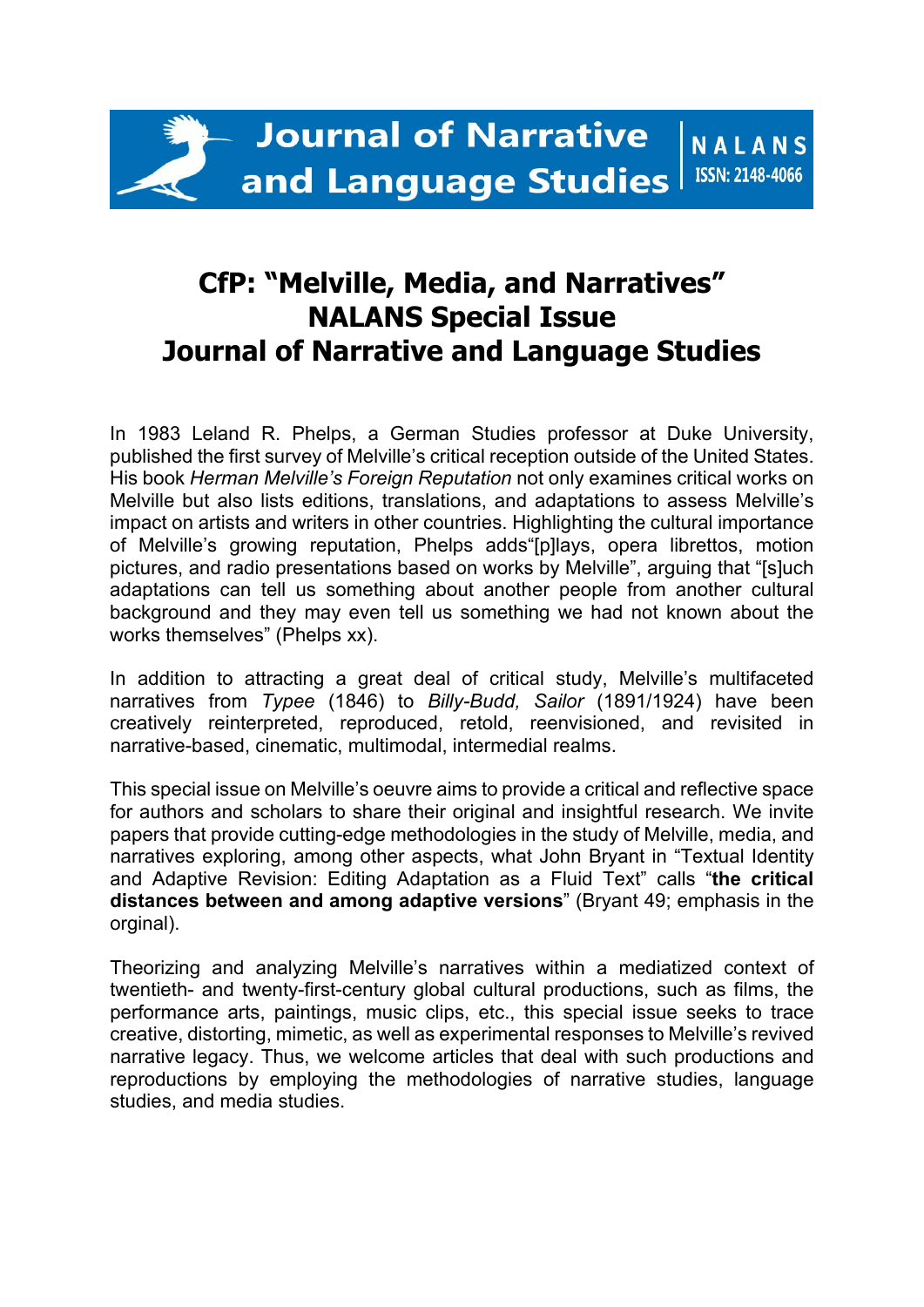Journal of Narrative and Language Studies

NALANS ISSN: 2148-4066

# CfP: "Melville, Media, and Narratives" NALANS Special Issue Journal of Narrative and Language Studies

In 1983 Leland R. Phelps, a German Studies professor at Duke University, published the first survey of Melville's critical reception outside of the United States. His book *Herman Melville's Foreign Reputation* not only examines critical works on Melville but also lists editions, translations, and adaptations to assess Melville's impact on artists and writers in other countries. Highlighting the cultural importance of Melville's growing reputation, Phelps adds"[p]lays, opera librettos, motion pictures, and radio presentations based on works by Melville", arguing that "[s]uch adaptations can tell us something about another people from another cultural background and they may even tell us something we had not known about the works themselves" (Phelps xx).

In addition to attracting a great deal of critical study, Melville's multifaceted narratives from *Typee* (1846) to *Billy-Budd, Sailor* (1891/1924) have been creatively reinterpreted, reproduced, retold, reenvisioned, and revisited in narrative-based, cinematic, multimodal, intermedial realms.

This special issue on Melville's oeuvre aims to provide a critical and reflective space for authors and scholars to share their original and insightful research. We invite papers that provide cutting-edge methodologies in the study of Melville, media, and narratives exploring, among other aspects, what John Bryant in "Textual Identity and Adaptive Revision: Editing Adaptation as a Fluid Text" calls "**the critical distances between and among adaptive versions**" (Bryant 49; emphasis in the orginal).

Theorizing and analyzing Melville's narratives within a mediatized context of twentieth- and twenty-first-century global cultural productions, such as films, the performance arts, paintings, music clips, etc., this special issue seeks to trace creative, distorting, mimetic, as well as experimental responses to Melville's revived narrative legacy. Thus, we welcome articles that deal with such productions and reproductions by employing the methodologies of narrative studies, language studies, and media studies.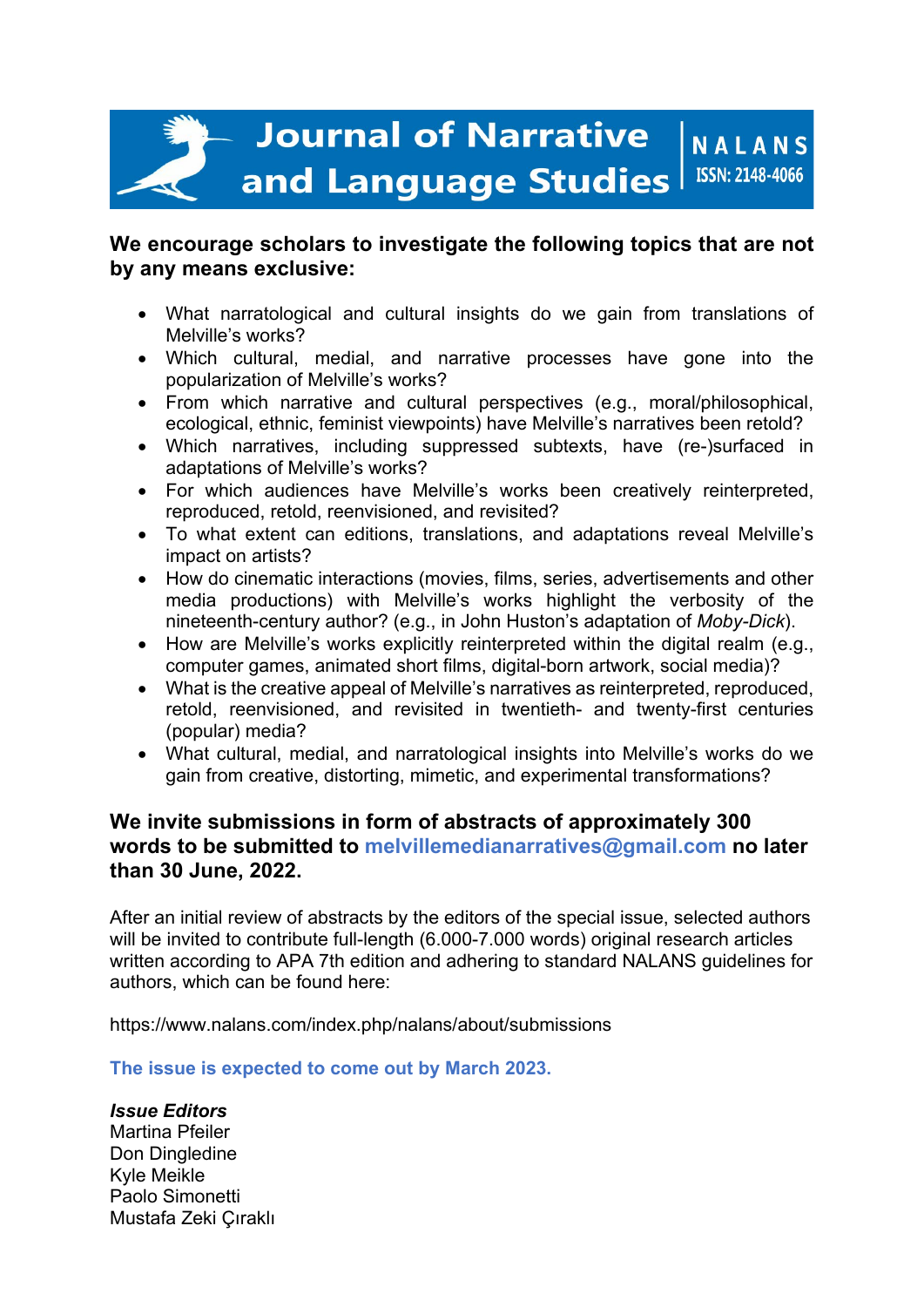# Journal of Narrative and Language Studies

**NALANS**
**ISSN: 2148-4066**

**We encourage scholars to investigate the following topics that are not by any means exclusive:**

- What narratological and cultural insights do we gain from translations of Melville's works?
- Which cultural, medial, and narrative processes have gone into the popularization of Melville's works?
- From which narrative and cultural perspectives (e.g., moral/philosophical, ecological, ethnic, feminist viewpoints) have Melville's narratives been retold?
- Which narratives, including suppressed subtexts, have (re-)surfaced in adaptations of Melville's works?
- For which audiences have Melville's works been creatively reinterpreted, reproduced, retold, reenvisioned, and revisited?
- To what extent can editions, translations, and adaptations reveal Melville's impact on artists?
- How do cinematic interactions (movies, films, series, advertisements and other media productions) with Melville's works highlight the verbosity of the nineteenth-century author? (e.g., in John Huston's adaptation of *Moby-Dick*).
- How are Melville's works explicitly reinterpreted within the digital realm (e.g., computer games, animated short films, digital-born artwork, social media)?
- What is the creative appeal of Melville's narratives as reinterpreted, reproduced, retold, reenvisioned, and revisited in twentieth- and twenty-first centuries (popular) media?
- What cultural, medial, and narratological insights into Melville's works do we gain from creative, distorting, mimetic, and experimental transformations?

**We invite submissions in form of abstracts of approximately 300 words to be submitted to melvillemedianarratives@gmail.com no later than 30 June, 2022.**

After an initial review of abstracts by the editors of the special issue, selected authors will be invited to contribute full-length (6.000-7.000 words) original research articles written according to APA 7th edition and adhering to standard NALANS guidelines for authors, which can be found here:

https://www.nalans.com/index.php/nalans/about/submissions

**The issue is expected to come out by March 2023.**

***Issue Editors***
Martina Pfeiler
Don Dingledine
Kyle Meikle
Paolo Simonetti
Mustafa Zeki Çıraklı